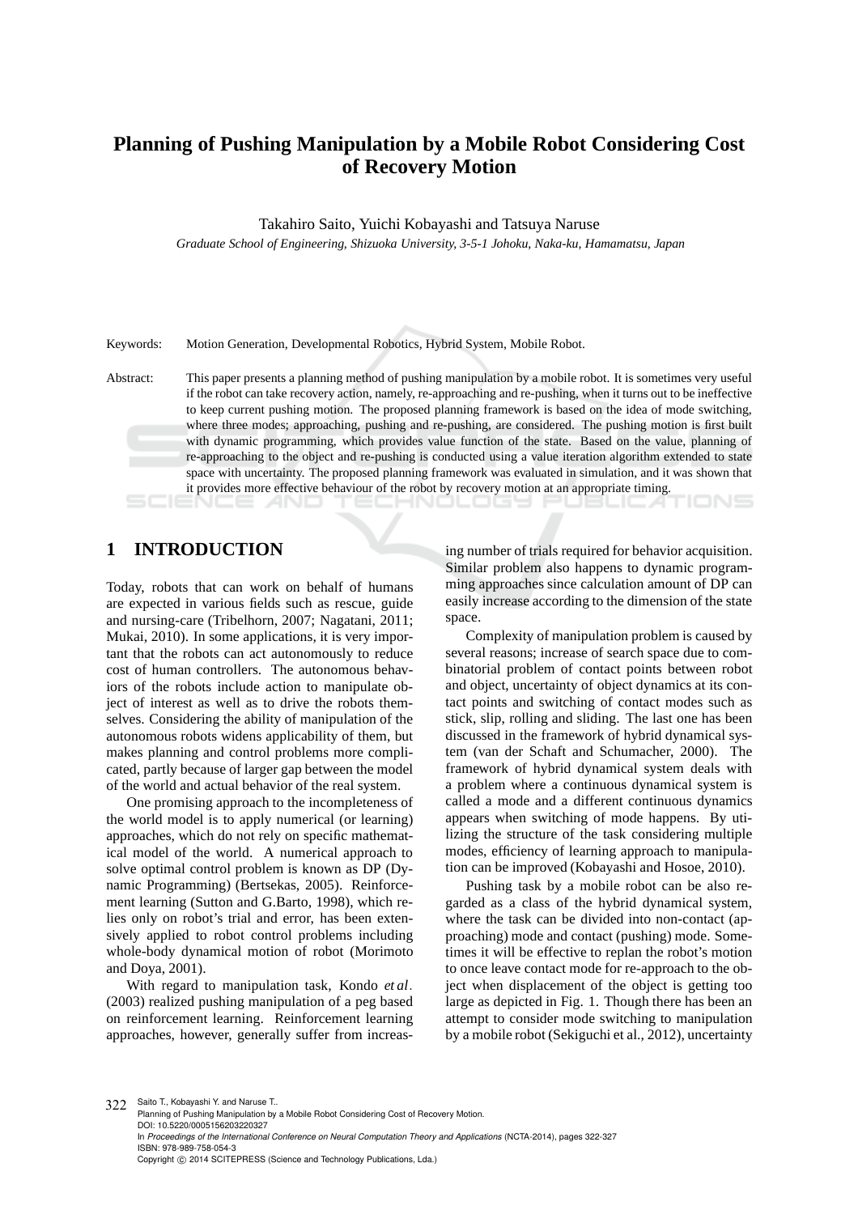# Planning of Pushing Manipulation by a Mobile Robot Considering Cost of Recovery Motion

Takahiro Saito, Yuichi Kobayashi and Tatsuya Naruse

*Graduate School of Engineering, Shizuoka University, 3-5-1 Johoku, Naka-ku, Hamamatsu, Japan*

Keywords: Motion Generation, Developmental Robotics, Hybrid System, Mobile Robot.

Abstract: This paper presents a planning method of pushing manipulation by a mobile robot. It is sometimes very useful if the robot can take recovery action, namely, re-approaching and re-pushing, when it turns out to be ineffective to keep current pushing motion. The proposed planning framework is based on the idea of mode switching, where three modes; approaching, pushing and re-pushing, are considered. The pushing motion is first built with dynamic programming, which provides value function of the state. Based on the value, planning of re-approaching to the object and re-pushing is conducted using a value iteration algorithm extended to state space with uncertainty. The proposed planning framework was evaluated in simulation, and it was shown that it provides more effective behaviour of the robot by recovery motion at an appropriate timing.

## 1 INTRODUCTION

Today, robots that can work on behalf of humans are expected in various fields such as rescue, guide and nursing-care (Tribelhorn, 2007; Nagatani, 2011; Mukai, 2010). In some applications, it is very important that the robots can act autonomously to reduce cost of human controllers. The autonomous behaviors of the robots include action to manipulate object of interest as well as to drive the robots themselves. Considering the ability of manipulation of the autonomous robots widens applicability of them, but makes planning and control problems more complicated, partly because of larger gap between the model of the world and actual behavior of the real system.

One promising approach to the incompleteness of the world model is to apply numerical (or learning) approaches, which do not rely on specific mathematical model of the world. A numerical approach to solve optimal control problem is known as DP (Dynamic Programming) (Bertsekas, 2005). Reinforcement learning (Sutton and G.Barto, 1998), which relies only on robot's trial and error, has been extensively applied to robot control problems including whole-body dynamical motion of robot (Morimoto and Doya, 2001).

With regard to manipulation task, Kondo *et al.* (2003) realized pushing manipulation of a peg based on reinforcement learning. Reinforcement learning approaches, however, generally suffer from increasing number of trials required for behavior acquisition. Similar problem also happens to dynamic programming approaches since calculation amount of DP can easily increase according to the dimension of the state space.

Complexity of manipulation problem is caused by several reasons; increase of search space due to combinatorial problem of contact points between robot and object, uncertainty of object dynamics at its contact points and switching of contact modes such as stick, slip, rolling and sliding. The last one has been discussed in the framework of hybrid dynamical system (van der Schaft and Schumacher, 2000). The framework of hybrid dynamical system deals with a problem where a continuous dynamical system is called a mode and a different continuous dynamics appears when switching of mode happens. By utilizing the structure of the task considering multiple modes, efficiency of learning approach to manipulation can be improved (Kobayashi and Hosoe, 2010).

Pushing task by a mobile robot can be also regarded as a class of the hybrid dynamical system, where the task can be divided into non-contact (approaching) mode and contact (pushing) mode. Sometimes it will be effective to replan the robot's motion to once leave contact mode for re-approach to the object when displacement of the object is getting too large as depicted in Fig. 1. Though there has been an attempt to consider mode switching to manipulation by a mobile robot (Sekiguchi et al., 2012), uncertainty

Saito T., Kobayashi Y. and Naruse T..
Planning of Pushing Manipulation by a Mobile Robot Considering Cost of Recovery Motion.
DOI: 10.5220/0005156203220327
In *Proceedings of the International Conference on Neural Computation Theory and Applications* (NCTA-2014), pages 322-327
ISBN: 978-989-758-054-3
Copyright © 2014 SCITEPRESS (Science and Technology Publications, Lda.)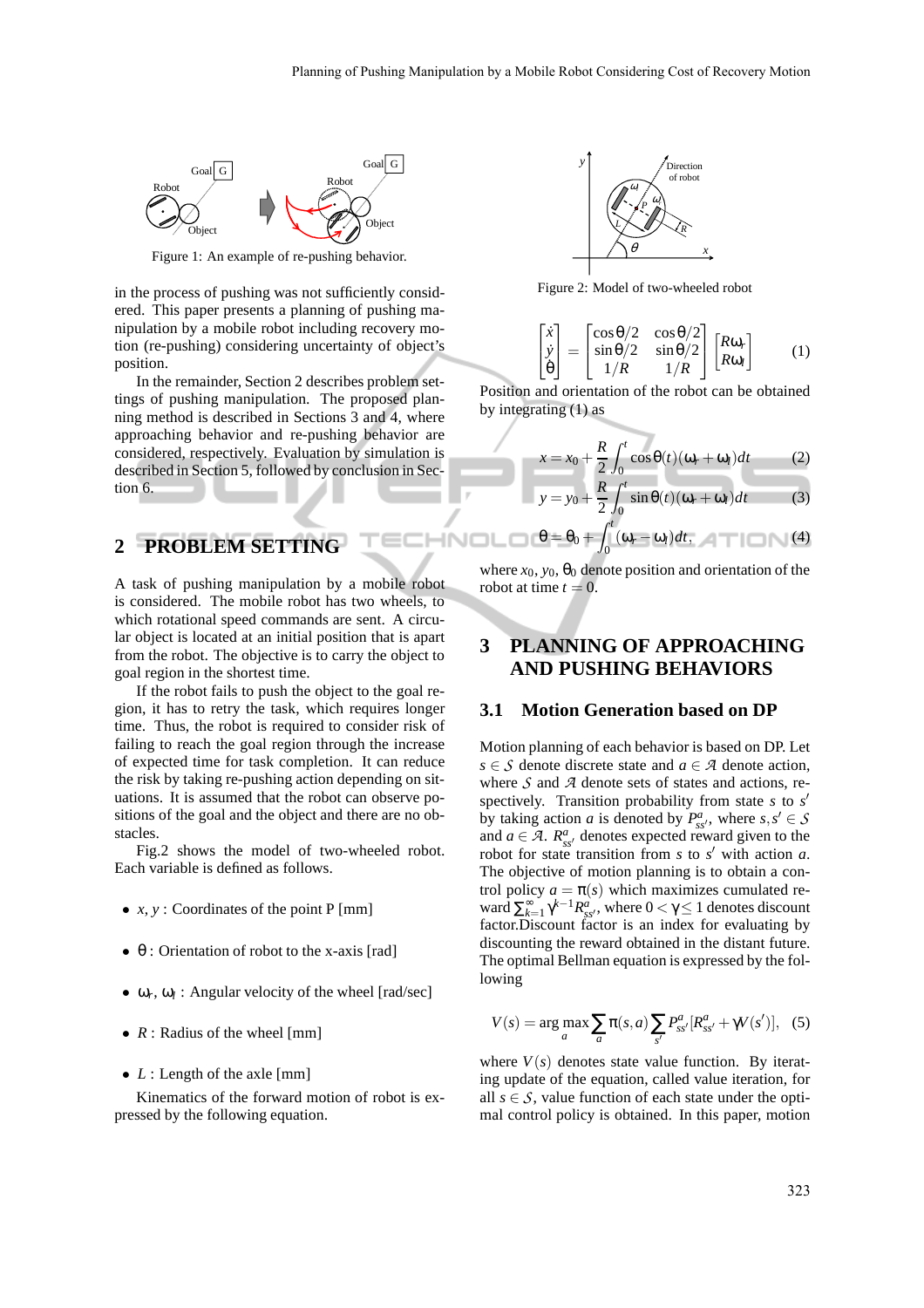Figure 1: An example of re-pushing behavior.

in the process of pushing was not sufficiently considered. This paper presents a planning of pushing manipulation by a mobile robot including recovery motion (re-pushing) considering uncertainty of object's position.

In the remainder, Section 2 describes problem settings of pushing manipulation. The proposed planning method is described in Sections 3 and 4, where approaching behavior and re-pushing behavior are considered, respectively. Evaluation by simulation is described in Section 5, followed by conclusion in Section 6.

## 2 PROBLEM SETTING

A task of pushing manipulation by a mobile robot is considered. The mobile robot has two wheels, to which rotational speed commands are sent. A circular object is located at an initial position that is apart from the robot. The objective is to carry the object to goal region in the shortest time.

If the robot fails to push the object to the goal region, it has to retry the task, which requires longer time. Thus, the robot is required to consider risk of failing to reach the goal region through the increase of expected time for task completion. It can reduce the risk by taking re-pushing action depending on situations. It is assumed that the robot can observe positions of the goal and the object and there are no obstacles.

Fig.2 shows the model of two-wheeled robot. Each variable is defined as follows.

- $x, y$ : Coordinates of the point P [mm]
- $\theta$ : Orientation of robot to the x-axis [rad]
- $\omega_r$, $\omega_l$ : Angular velocity of the wheel [rad/sec]
- $R$ : Radius of the wheel [mm]
- $L$ : Length of the axle [mm]

Kinematics of the forward motion of robot is expressed by the following equation.

Figure 2: Model of two-wheeled robot

$$\begin{bmatrix} \dot{x} \\ \dot{y} \\ \dot{\theta} \end{bmatrix} = \begin{bmatrix} \cos\theta/2 & \cos\theta/2 \\ \sin\theta/2 & \sin\theta/2 \\ 1/R & 1/R \end{bmatrix} \begin{bmatrix} R\omega_r \\ R\omega_l \end{bmatrix} \quad (1)$$

Position and orientation of the robot can be obtained by integrating (1) as

$$x = x_0 + \frac{R}{2}\int_0^t \cos\theta(t)(\omega_r + \omega_l)dt \quad (2)$$

$$y = y_0 + \frac{R}{2}\int_0^t \sin\theta(t)(\omega_r + \omega_l)dt \quad (3)$$

$$\theta = \theta_0 + \int_0^t (\omega_r - \omega_l)dt, \quad (4)$$

where $x_0$, $y_0$, $\theta_0$ denote position and orientation of the robot at time $t = 0$.

## 3 PLANNING OF APPROACHING AND PUSHING BEHAVIORS

### 3.1 Motion Generation based on DP

Motion planning of each behavior is based on DP. Let $s \in \mathcal{S}$ denote discrete state and $a \in \mathcal{A}$ denote action, where $\mathcal{S}$ and $\mathcal{A}$ denote sets of states and actions, respectively. Transition probability from state $s$ to $s'$ by taking action $a$ is denoted by $P^a_{ss'}$, where $s, s' \in \mathcal{S}$ and $a \in \mathcal{A}$. $R^a_{ss'}$ denotes expected reward given to the robot for state transition from $s$ to $s'$ with action $a$. The objective of motion planning is to obtain a control policy $a = \pi(s)$ which maximizes cumulated reward $\sum_{k=1}^{\infty} \gamma^{k-1} R^a_{ss'}$, where $0 < \gamma \leq 1$ denotes discount factor.Discount factor is an index for evaluating by discounting the reward obtained in the distant future. The optimal Bellman equation is expressed by the following

$$V(s) = \arg\max_a \sum_a \pi(s,a) \sum_{s'} P^a_{ss'}[R^a_{ss'} + \gamma V(s')], \quad (5)$$

where $V(s)$ denotes state value function. By iterating update of the equation, called value iteration, for all $s \in \mathcal{S}$, value function of each state under the optimal control policy is obtained. In this paper, motion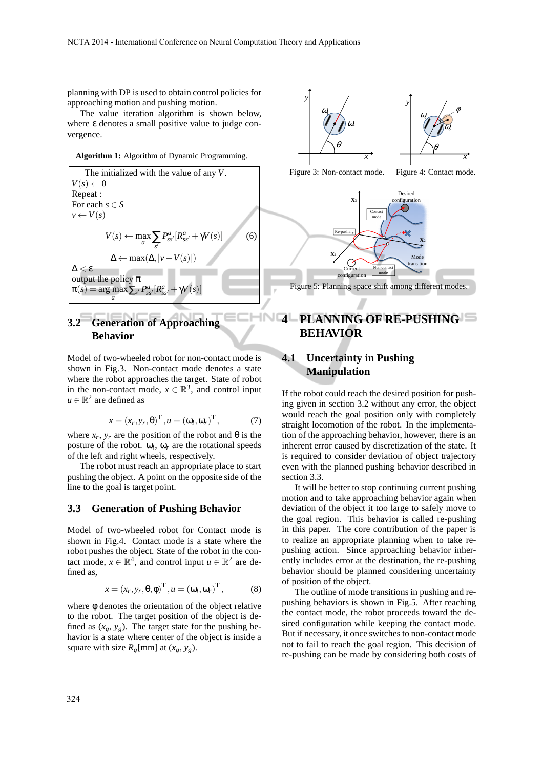planning with DP is used to obtain control policies for approaching motion and pushing motion.

The value iteration algorithm is shown below, where ε denotes a small positive value to judge convergence.

**Algorithm 1:** Algorithm of Dynamic Programming.

```
The initialized with the value of any V.
V(s) ← 0
Repeat :
For each s ∈ S
v ← V(s)
```

$$V(s) \leftarrow \max_a \sum_{s'} P^a_{ss'}[R^a_{ss'} + \gamma V(s)] \quad (6)$$

$$\Delta \leftarrow \max(\Delta, |v - V(s)|)$$

$\Delta < \varepsilon$

output the policy $\pi$

$\pi(s) = \arg\max_a \sum_{s'} P^a_{ss'}[R^a_{ss'} + \gamma V(s)]$

### 3.2 Generation of Approaching Behavior

Model of two-wheeled robot for non-contact mode is shown in Fig.3. Non-contact mode denotes a state where the robot approaches the target. State of robot in the non-contact mode, $x \in \mathbb{R}^3$, and control input $u \in \mathbb{R}^2$ are defined as

$$x = (x_r, y_r, \theta)^{\mathrm{T}}, u = (\omega_l, \omega_r)^{\mathrm{T}}, \quad (7)$$

where $x_r$, $y_r$ are the position of the robot and $\theta$ is the posture of the robot. $\omega_l$, $\omega_r$ are the rotational speeds of the left and right wheels, respectively.

The robot must reach an appropriate place to start pushing the object. A point on the opposite side of the line to the goal is target point.

### 3.3 Generation of Pushing Behavior

Model of two-wheeled robot for Contact mode is shown in Fig.4. Contact mode is a state where the robot pushes the object. State of the robot in the contact mode, $x \in \mathbb{R}^4$, and control input $u \in \mathbb{R}^2$ are defined as,

$$x = (x_r, y_r, \theta, \varphi)^{\mathrm{T}}, u = (\omega_l, \omega_r)^{\mathrm{T}}, \quad (8)$$

where $\varphi$ denotes the orientation of the object relative to the robot. The target position of the object is defined as $(x_g, y_g)$. The target state for the pushing behavior is a state where center of the object is inside a square with size $R_g$[mm] at $(x_g, y_g)$.

Figure 3: Non-contact mode.

Figure 4: Contact mode.

Figure 5: Planning space shift among different modes.

## 4 PLANNING OF RE-PUSHING BEHAVIOR

### 4.1 Uncertainty in Pushing Manipulation

If the robot could reach the desired position for pushing given in section 3.2 without any error, the object would reach the goal position only with completely straight locomotion of the robot. In the implementation of the approaching behavior, however, there is an inherent error caused by discretization of the state. It is required to consider deviation of object trajectory even with the planned pushing behavior described in section 3.3.

It will be better to stop continuing current pushing motion and to take approaching behavior again when deviation of the object it too large to safely move to the goal region. This behavior is called re-pushing in this paper. The core contribution of the paper is to realize an appropriate planning when to take re-pushing action. Since approaching behavior inherently includes error at the destination, the re-pushing behavior should be planned considering uncertainty of position of the object.

The outline of mode transitions in pushing and re-pushing behaviors is shown in Fig.5. After reaching the contact mode, the robot proceeds toward the desired configuration while keeping the contact mode. But if necessary, it once switches to non-contact mode not to fail to reach the goal region. This decision of re-pushing can be made by considering both costs of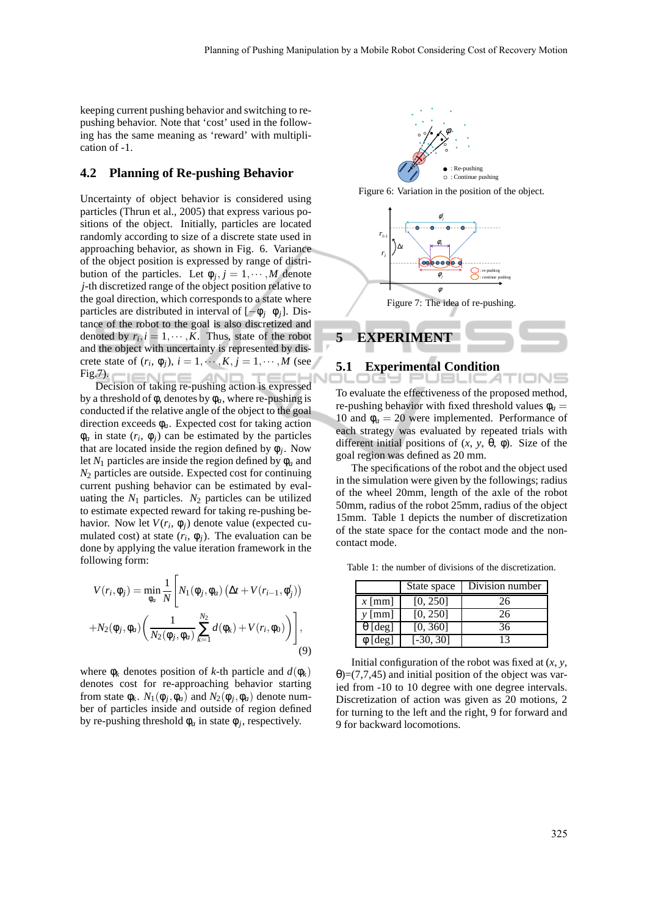keeping current pushing behavior and switching to re-pushing behavior. Note that 'cost' used in the following has the same meaning as 'reward' with multiplication of -1.

### 4.2 Planning of Re-pushing Behavior

Uncertainty of object behavior is considered using particles (Thrun et al., 2005) that express various positions of the object. Initially, particles are located randomly according to size of a discrete state used in approaching behavior, as shown in Fig. 6. Variance of the object position is expressed by range of distribution of the particles. Let $\phi_j, j = 1, \cdots, M$ denote $j$-th discretized range of the object position relative to the goal direction, which corresponds to a state where particles are distributed in interval of $[-\phi_j \;\; \phi_j]$. Distance of the robot to the goal is also discretized and denoted by $r_i, i = 1, \cdots, K$. Thus, state of the robot and the object with uncertainty is represented by discrete state of $(r_i, \phi_j)$, $i = 1, \cdots, K, j = 1, \cdots, M$ (see Fig.7).

Decision of taking re-pushing action is expressed by a threshold of $\phi$, denotes by $\phi_a$, where re-pushing is conducted if the relative angle of the object to the goal direction exceeds $\phi_a$. Expected cost for taking action $\phi_a$ in state $(r_i, \phi_j)$ can be estimated by the particles that are located inside the region defined by $\phi_j$. Now let $N_1$ particles are inside the region defined by $\phi_a$ and $N_2$ particles are outside. Expected cost for continuing current pushing behavior can be estimated by evaluating the $N_1$ particles. $N_2$ particles can be utilized to estimate expected reward for taking re-pushing behavior. Now let $V(r_i, \phi_j)$ denote value (expected cumulated cost) at state $(r_i, \phi_j)$. The evaluation can be done by applying the value iteration framework in the following form:

$$V(r_i, \phi_j) = \min_{\phi_a} \frac{1}{N} \Bigg[ N_1(\phi_j, \phi_a) \left( \Delta t + V(r_{i-1}, \phi_j') \right) + N_2(\phi_j, \phi_a) \left( \frac{1}{N_2(\phi_j, \phi_a)} \sum_{k=1}^{N_2} d(\phi_k) + V(r_i, \phi_0) \right) \Bigg], \tag{9}$$

where $\phi_k$ denotes position of $k$-th particle and $d(\phi_k)$ denotes cost for re-approaching behavior starting from state $\phi_k$. $N_1(\phi_j, \phi_a)$ and $N_2(\phi_j, \phi_a)$ denote number of particles inside and outside of region defined by re-pushing threshold $\phi_a$ in state $\phi_j$, respectively.

Figure 6: Variation in the position of the object.

Figure 7: The idea of re-pushing.

## 5 EXPERIMENT

### 5.1 Experimental Condition

To evaluate the effectiveness of the proposed method, re-pushing behavior with fixed threshold values $\phi_a = 10$ and $\phi_a = 20$ were implemented. Performance of each strategy was evaluated by repeated trials with different initial positions of $(x, y, \theta, \phi)$. Size of the goal region was defined as 20 mm.

The specifications of the robot and the object used in the simulation were given by the followings; radius of the wheel 20mm, length of the axle of the robot 50mm, radius of the robot 25mm, radius of the object 15mm. Table 1 depicts the number of discretization of the state space for the contact mode and the non-contact mode.

Table 1: the number of divisions of the discretization.

| | State space | Division number |
|---|---|---|
| $x$ [mm] | [0, 250] | 26 |
| $y$ [mm] | [0, 250] | 26 |
| $\theta$ [deg] | [0, 360] | 36 |
| $\phi$ [deg] | [-30, 30] | 13 |

Initial configuration of the robot was fixed at $(x, y, \theta)$=(7,7,45) and initial position of the object was varied from -10 to 10 degree with one degree intervals. Discretization of action was given as 20 motions, 2 for turning to the left and the right, 9 for forward and 9 for backward locomotions.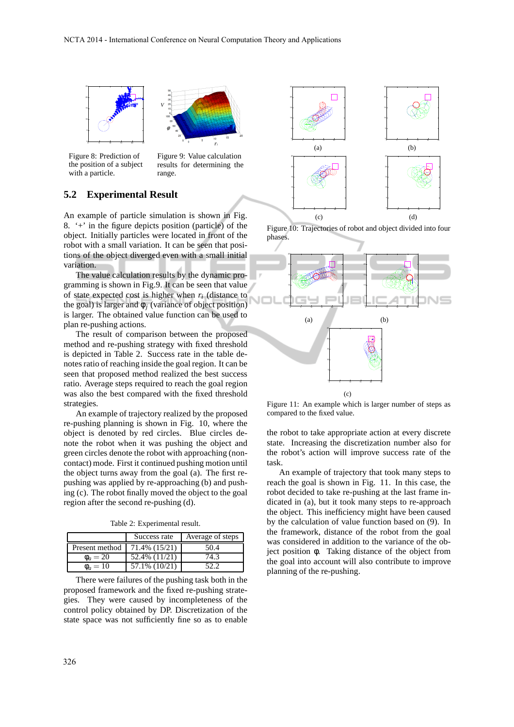Figure 8: Prediction of the position of a subject with a particle.

Figure 9: Value calculation results for determining the range.

Figure 10: Trajectories of robot and object divided into four phases.

Figure 11: An example which is larger number of steps as compared to the fixed value.

## 5.2 Experimental Result

An example of particle simulation is shown in Fig. 8. '+' in the figure depicts position (particle) of the object. Initially particles were located in front of the robot with a small variation. It can be seen that positions of the object diverged even with a small initial variation.

The value calculation results by the dynamic programming is shown in Fig.9. It can be seen that value of state expected cost is higher when $r_i$ (distance to the goal) is larger and $\phi_j$ (variance of object position) is larger. The obtained value function can be used to plan re-pushing actions.

The result of comparison between the proposed method and re-pushing strategy with fixed threshold is depicted in Table 2. Success rate in the table denotes ratio of reaching inside the goal region. It can be seen that proposed method realized the best success ratio. Average steps required to reach the goal region was also the best compared with the fixed threshold strategies.

An example of trajectory realized by the proposed re-pushing planning is shown in Fig. 10, where the object is denoted by red circles. Blue circles denote the robot when it was pushing the object and green circles denote the robot with approaching (non-contact) mode. First it continued pushing motion until the object turns away from the goal (a). The first re-pushing was applied by re-approaching (b) and pushing (c). The robot finally moved the object to the goal region after the second re-pushing (d).

Table 2: Experimental result.

| | Success rate | Average of steps |
|---|---|---|
| Present method | 71.4% (15/21) | 50.4 |
| $\phi_a = 20$ | 52.4% (11/21) | 74.3 |
| $\phi_a = 10$ | 57.1% (10/21) | 52.2 |

There were failures of the pushing task both in the proposed framework and the fixed re-pushing strategies. They were caused by incompleteness of the control policy obtained by DP. Discretization of the state space was not sufficiently fine so as to enable the robot to take appropriate action at every discrete state. Increasing the discretization number also for the robot's action will improve success rate of the task.

An example of trajectory that took many steps to reach the goal is shown in Fig. 11. In this case, the robot decided to take re-pushing at the last frame indicated in (a), but it took many steps to re-approach the object. This inefficiency might have been caused by the calculation of value function based on (9). In the framework, distance of the robot from the goal was considered in addition to the variance of the object position $\phi$. Taking distance of the object from the goal into account will also contribute to improve planning of the re-pushing.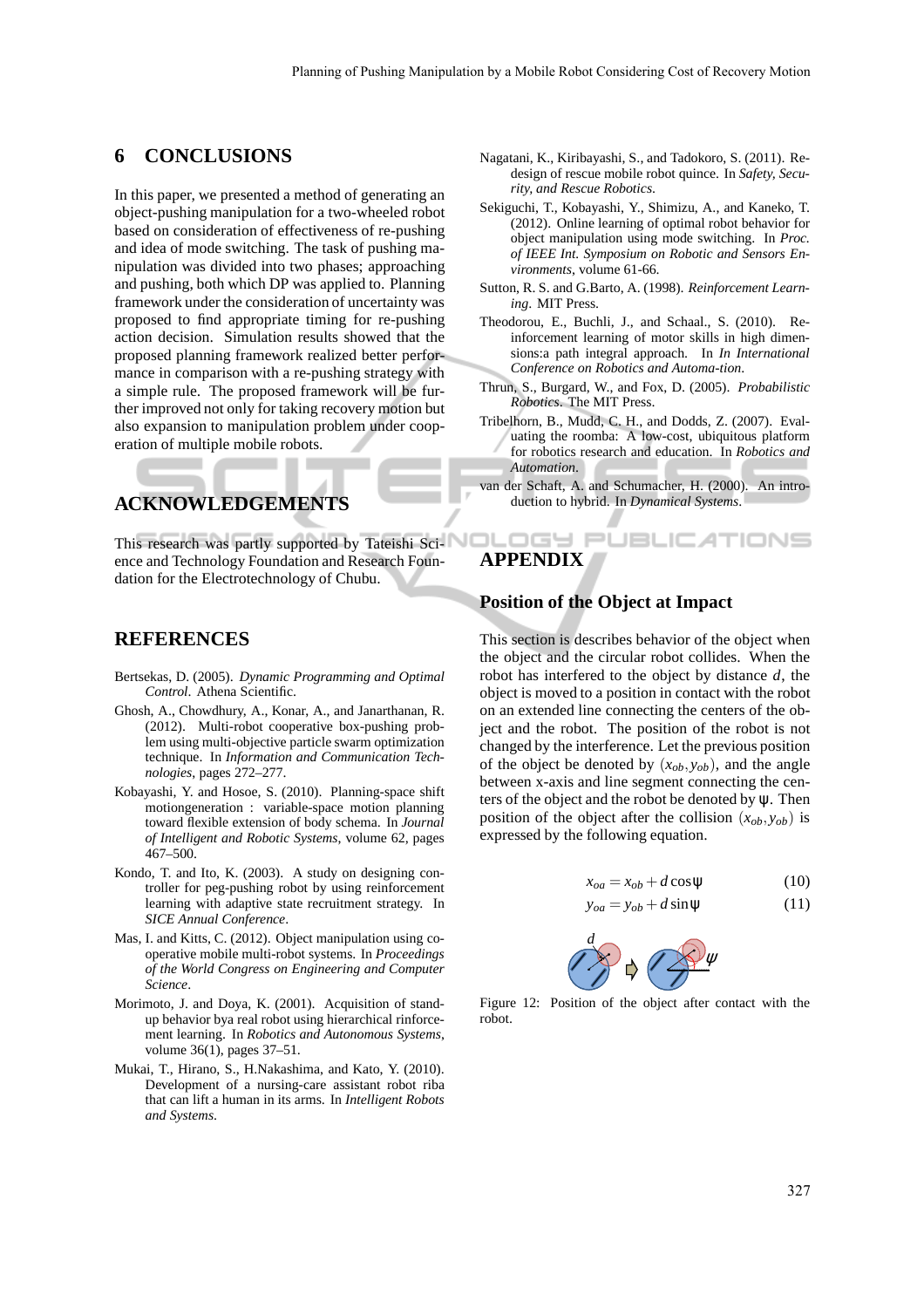## 6 CONCLUSIONS

In this paper, we presented a method of generating an object-pushing manipulation for a two-wheeled robot based on consideration of effectiveness of re-pushing and idea of mode switching. The task of pushing manipulation was divided into two phases; approaching and pushing, both which DP was applied to. Planning framework under the consideration of uncertainty was proposed to find appropriate timing for re-pushing action decision. Simulation results showed that the proposed planning framework realized better performance in comparison with a re-pushing strategy with a simple rule. The proposed framework will be further improved not only for taking recovery motion but also expansion to manipulation problem under cooperation of multiple mobile robots.

## ACKNOWLEDGEMENTS

This research was partly supported by Tateishi Science and Technology Foundation and Research Foundation for the Electrotechnology of Chubu.

## REFERENCES

Bertsekas, D. (2005). *Dynamic Programming and Optimal Control*. Athena Scientific.

Ghosh, A., Chowdhury, A., Konar, A., and Janarthanan, R. (2012). Multi-robot cooperative box-pushing problem using multi-objective particle swarm optimization technique. In *Information and Communication Technologies*, pages 272–277.

Kobayashi, Y. and Hosoe, S. (2010). Planning-space shift motiongeneration : variable-space motion planning toward flexible extension of body schema. In *Journal of Intelligent and Robotic Systems*, volume 62, pages 467–500.

Kondo, T. and Ito, K. (2003). A study on designing controller for peg-pushing robot by using reinforcement learning with adaptive state recruitment strategy. In *SICE Annual Conference*.

Mas, I. and Kitts, C. (2012). Object manipulation using cooperative mobile multi-robot systems. In *Proceedings of the World Congress on Engineering and Computer Science*.

Morimoto, J. and Doya, K. (2001). Acquisition of standup behavior bya real robot using hierarchical rinforcement learning. In *Robotics and Autonomous Systems*, volume 36(1), pages 37–51.

Mukai, T., Hirano, S., H.Nakashima, and Kato, Y. (2010). Development of a nursing-care assistant robot riba that can lift a human in its arms. In *Intelligent Robots and Systems*.

Nagatani, K., Kiribayashi, S., and Tadokoro, S. (2011). Redesign of rescue mobile robot quince. In *Safety, Security, and Rescue Robotics*.

Sekiguchi, T., Kobayashi, Y., Shimizu, A., and Kaneko, T. (2012). Online learning of optimal robot behavior for object manipulation using mode switching. In *Proc. of IEEE Int. Symposium on Robotic and Sensors Environments*, volume 61-66.

Sutton, R. S. and G.Barto, A. (1998). *Reinforcement Learning*. MIT Press.

Theodorou, E., Buchli, J., and Schaal., S. (2010). Reinforcement learning of motor skills in high dimensions:a path integral approach. In *In International Conference on Robotics and Automa-tion*.

Thrun, S., Burgard, W., and Fox, D. (2005). *Probabilistic Robotics*. The MIT Press.

Tribelhorn, B., Mudd, C. H., and Dodds, Z. (2007). Evaluating the roomba: A low-cost, ubiquitous platform for robotics research and education. In *Robotics and Automation*.

van der Schaft, A. and Schumacher, H. (2000). An introduction to hybrid. In *Dynamical Systems*.

## APPENDIX

### Position of the Object at Impact

This section is describes behavior of the object when the object and the circular robot collides. When the robot has interfered to the object by distance $d$, the object is moved to a position in contact with the robot on an extended line connecting the centers of the object and the robot. The position of the robot is not changed by the interference. Let the previous position of the object be denoted by $(x_{ob}, y_{ob})$, and the angle between x-axis and line segment connecting the centers of the object and the robot be denoted by $\psi$. Then position of the object after the collision $(x_{ob}, y_{ob})$ is expressed by the following equation.

$$x_{oa} = x_{ob} + d\cos\psi \tag{10}$$

$$y_{oa} = y_{ob} + d\sin\psi \tag{11}$$

d

ψ

Figure 12: Position of the object after contact with the robot.